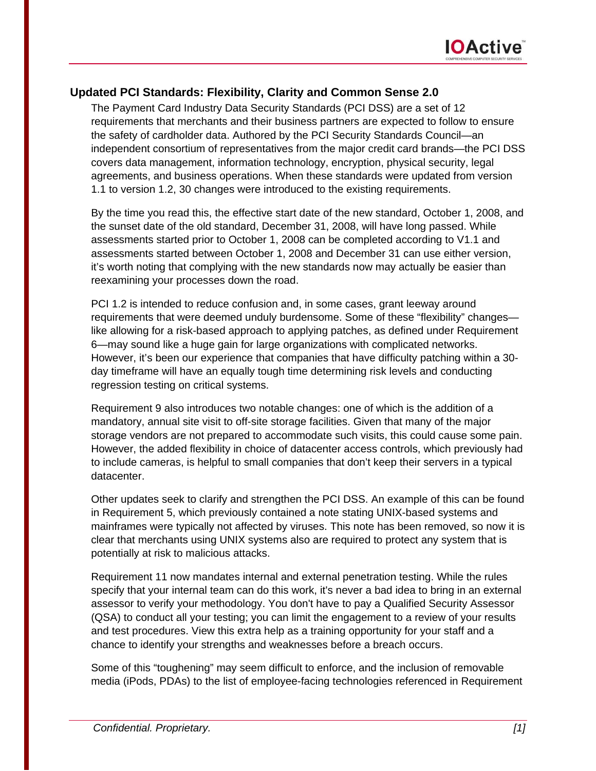## Updated PCI Standards: Flexibility, Clarity and Common Sense 2.0

The Payment Card Industry Data Security Standards (PCI DSS) are a set of 12 requirements that merchants and their business partners are expected to follow to ensure the safety of cardholder data. Authored by the PCI Security Standards Council—an independent consortium of representatives from the major credit card brands—the PCI DSS covers data management, information technology, encryption, physical security, legal agreements, and business operations. When these standards were updated from version 1.1 to version 1.2, 30 changes were introduced to the existing requirements.

By the time you read this, the effective start date of the new standard, October 1, 2008, and the sunset date of the old standard, December 31, 2008, will have long passed. While assessments started prior to October 1, 2008 can be completed according to V1.1 and assessments started between October 1, 2008 and December 31 can use either version, it's worth noting that complying with the new standards now may actually be easier than reexamining your processes down the road.

PCI 1.2 is intended to reduce confusion and, in some cases, grant leeway around requirements that were deemed unduly burdensome. Some of these "flexibility" changes—like allowing for a risk-based approach to applying patches, as defined under Requirement 6—may sound like a huge gain for large organizations with complicated networks. However, it's been our experience that companies that have difficulty patching within a 30-day timeframe will have an equally tough time determining risk levels and conducting regression testing on critical systems.

Requirement 9 also introduces two notable changes: one of which is the addition of a mandatory, annual site visit to off-site storage facilities. Given that many of the major storage vendors are not prepared to accommodate such visits, this could cause some pain. However, the added flexibility in choice of datacenter access controls, which previously had to include cameras, is helpful to small companies that don't keep their servers in a typical datacenter.

Other updates seek to clarify and strengthen the PCI DSS. An example of this can be found in Requirement 5, which previously contained a note stating UNIX-based systems and mainframes were typically not affected by viruses. This note has been removed, so now it is clear that merchants using UNIX systems also are required to protect any system that is potentially at risk to malicious attacks.

Requirement 11 now mandates internal and external penetration testing. While the rules specify that your internal team can do this work, it's never a bad idea to bring in an external assessor to verify your methodology. You don't have to pay a Qualified Security Assessor (QSA) to conduct all your testing; you can limit the engagement to a review of your results and test procedures. View this extra help as a training opportunity for your staff and a chance to identify your strengths and weaknesses before a breach occurs.

Some of this "toughening" may seem difficult to enforce, and the inclusion of removable media (iPods, PDAs) to the list of employee-facing technologies referenced in Requirement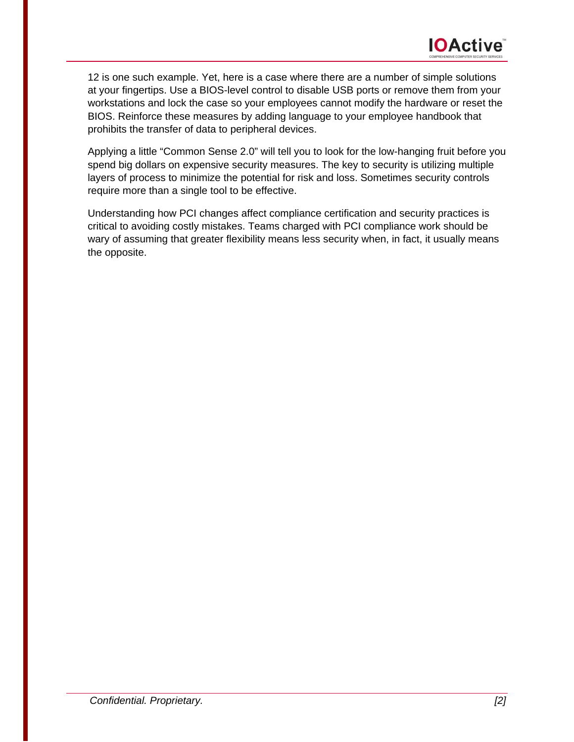12 is one such example. Yet, here is a case where there are a number of simple solutions at your fingertips. Use a BIOS-level control to disable USB ports or remove them from your workstations and lock the case so your employees cannot modify the hardware or reset the BIOS. Reinforce these measures by adding language to your employee handbook that prohibits the transfer of data to peripheral devices.

Applying a little “Common Sense 2.0” will tell you to look for the low-hanging fruit before you spend big dollars on expensive security measures. The key to security is utilizing multiple layers of process to minimize the potential for risk and loss. Sometimes security controls require more than a single tool to be effective.

Understanding how PCI changes affect compliance certification and security practices is critical to avoiding costly mistakes. Teams charged with PCI compliance work should be wary of assuming that greater flexibility means less security when, in fact, it usually means the opposite.